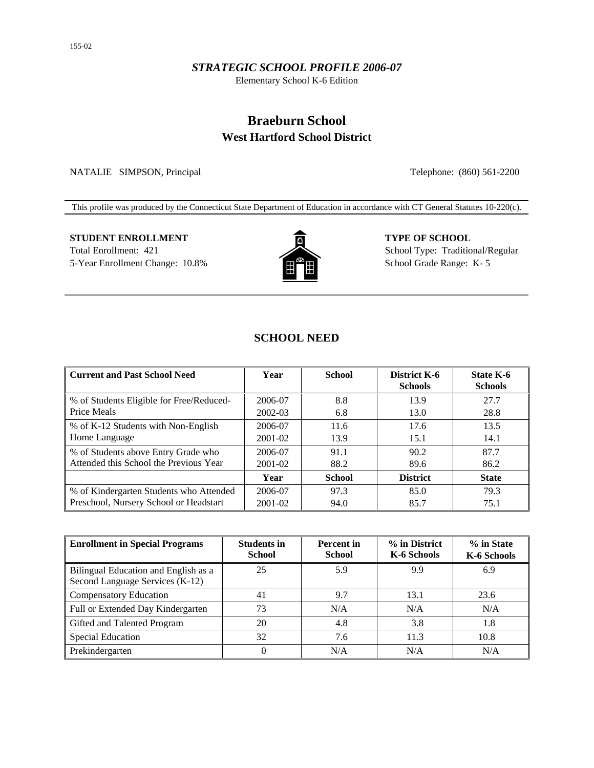155-02

*STRATEGIC SCHOOL PROFILE 2006-07*

Elementary School K-6 Edition

# Braeburn School

## West Hartford School District

NATALIE SIMPSON, Principal Telephone: (860) 561-2200

This profile was produced by the Connecticut State Department of Education in accordance with CT General Statutes 10-220(c).

**STUDENT ENROLLMENT**

Total Enrollment: 421

5-Year Enrollment Change: 10.8%

**TYPE OF SCHOOL**

School Type: Traditional/Regular

School Grade Range: K- 5

## SCHOOL NEED

| Current and Past School Need | Year | School | District K-6 Schools | State K-6 Schools |
|---|---|---|---|---|
| % of Students Eligible for Free/Reduced-Price Meals | 2006-07 | 8.8 | 13.9 | 27.7 |
| | 2002-03 | 6.8 | 13.0 | 28.8 |
| % of K-12 Students with Non-English Home Language | 2006-07 | 11.6 | 17.6 | 13.5 |
| | 2001-02 | 13.9 | 15.1 | 14.1 |
| % of Students above Entry Grade who Attended this School the Previous Year | 2006-07 | 91.1 | 90.2 | 87.7 |
| | 2001-02 | 88.2 | 89.6 | 86.2 |
| | **Year** | **School** | **District** | **State** |
| % of Kindergarten Students who Attended Preschool, Nursery School or Headstart | 2006-07 | 97.3 | 85.0 | 79.3 |
| | 2001-02 | 94.0 | 85.7 | 75.1 |

| Enrollment in Special Programs | Students in School | Percent in School | % in District K-6 Schools | % in State K-6 Schools |
|---|---|---|---|---|
| Bilingual Education and English as a Second Language Services (K-12) | 25 | 5.9 | 9.9 | 6.9 |
| Compensatory Education | 41 | 9.7 | 13.1 | 23.6 |
| Full or Extended Day Kindergarten | 73 | N/A | N/A | N/A |
| Gifted and Talented Program | 20 | 4.8 | 3.8 | 1.8 |
| Special Education | 32 | 7.6 | 11.3 | 10.8 |
| Prekindergarten | 0 | N/A | N/A | N/A |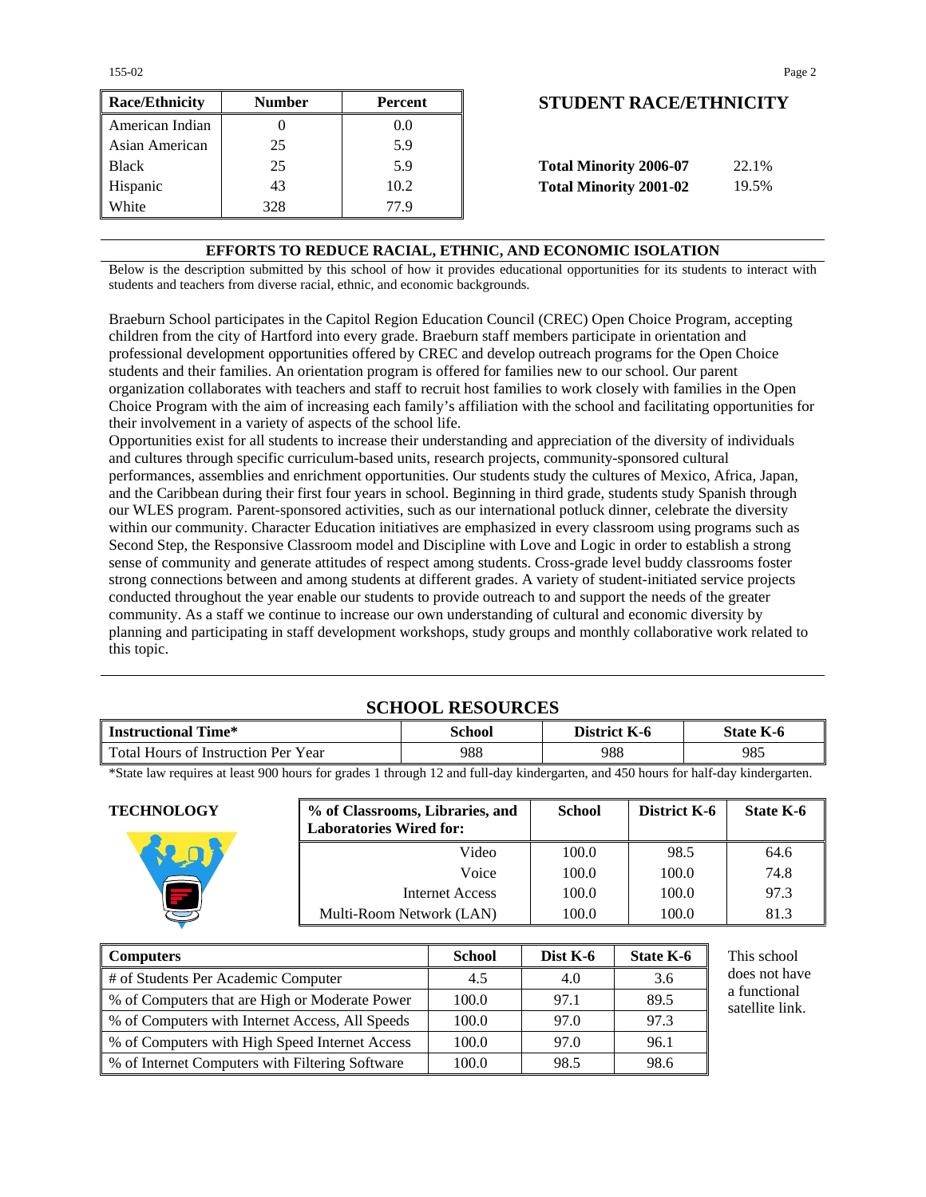| Race/Ethnicity | Number | Percent |
|---|---|---|
| American Indian | 0 | 0.0 |
| Asian American | 25 | 5.9 |
| Black | 25 | 5.9 |
| Hispanic | 43 | 10.2 |
| White | 328 | 77.9 |

## STUDENT RACE/ETHNICITY

| | |
|---|---|
| **Total Minority 2006-07** | 22.1% |
| **Total Minority 2001-02** | 19.5% |

## EFFORTS TO REDUCE RACIAL, ETHNIC, AND ECONOMIC ISOLATION

Below is the description submitted by this school of how it provides educational opportunities for its students to interact with students and teachers from diverse racial, ethnic, and economic backgrounds.

Braeburn School participates in the Capitol Region Education Council (CREC) Open Choice Program, accepting children from the city of Hartford into every grade. Braeburn staff members participate in orientation and professional development opportunities offered by CREC and develop outreach programs for the Open Choice students and their families. An orientation program is offered for families new to our school. Our parent organization collaborates with teachers and staff to recruit host families to work closely with families in the Open Choice Program with the aim of increasing each family's affiliation with the school and facilitating opportunities for their involvement in a variety of aspects of the school life.
Opportunities exist for all students to increase their understanding and appreciation of the diversity of individuals and cultures through specific curriculum-based units, research projects, community-sponsored cultural performances, assemblies and enrichment opportunities. Our students study the cultures of Mexico, Africa, Japan, and the Caribbean during their first four years in school. Beginning in third grade, students study Spanish through our WLES program. Parent-sponsored activities, such as our international potluck dinner, celebrate the diversity within our community. Character Education initiatives are emphasized in every classroom using programs such as Second Step, the Responsive Classroom model and Discipline with Love and Logic in order to establish a strong sense of community and generate attitudes of respect among students. Cross-grade level buddy classrooms foster strong connections between and among students at different grades. A variety of student-initiated service projects conducted throughout the year enable our students to provide outreach to and support the needs of the greater community. As a staff we continue to increase our own understanding of cultural and economic diversity by planning and participating in staff development workshops, study groups and monthly collaborative work related to this topic.

## SCHOOL RESOURCES

| Instructional Time* | School | District K-6 | State K-6 |
|---|---|---|---|
| Total Hours of Instruction Per Year | 988 | 988 | 985 |

*State law requires at least 900 hours for grades 1 through 12 and full-day kindergarten, and 450 hours for half-day kindergarten.

### TECHNOLOGY

| % of Classrooms, Libraries, and Laboratories Wired for: | School | District K-6 | State K-6 |
|---|---|---|---|
| Video | 100.0 | 98.5 | 64.6 |
| Voice | 100.0 | 100.0 | 74.8 |
| Internet Access | 100.0 | 100.0 | 97.3 |
| Multi-Room Network (LAN) | 100.0 | 100.0 | 81.3 |

| Computers | School | Dist K-6 | State K-6 |
|---|---|---|---|
| # of Students Per Academic Computer | 4.5 | 4.0 | 3.6 |
| % of Computers that are High or Moderate Power | 100.0 | 97.1 | 89.5 |
| % of Computers with Internet Access, All Speeds | 100.0 | 97.0 | 97.3 |
| % of Computers with High Speed Internet Access | 100.0 | 97.0 | 96.1 |
| % of Internet Computers with Filtering Software | 100.0 | 98.5 | 98.6 |

This school does not have a functional satellite link.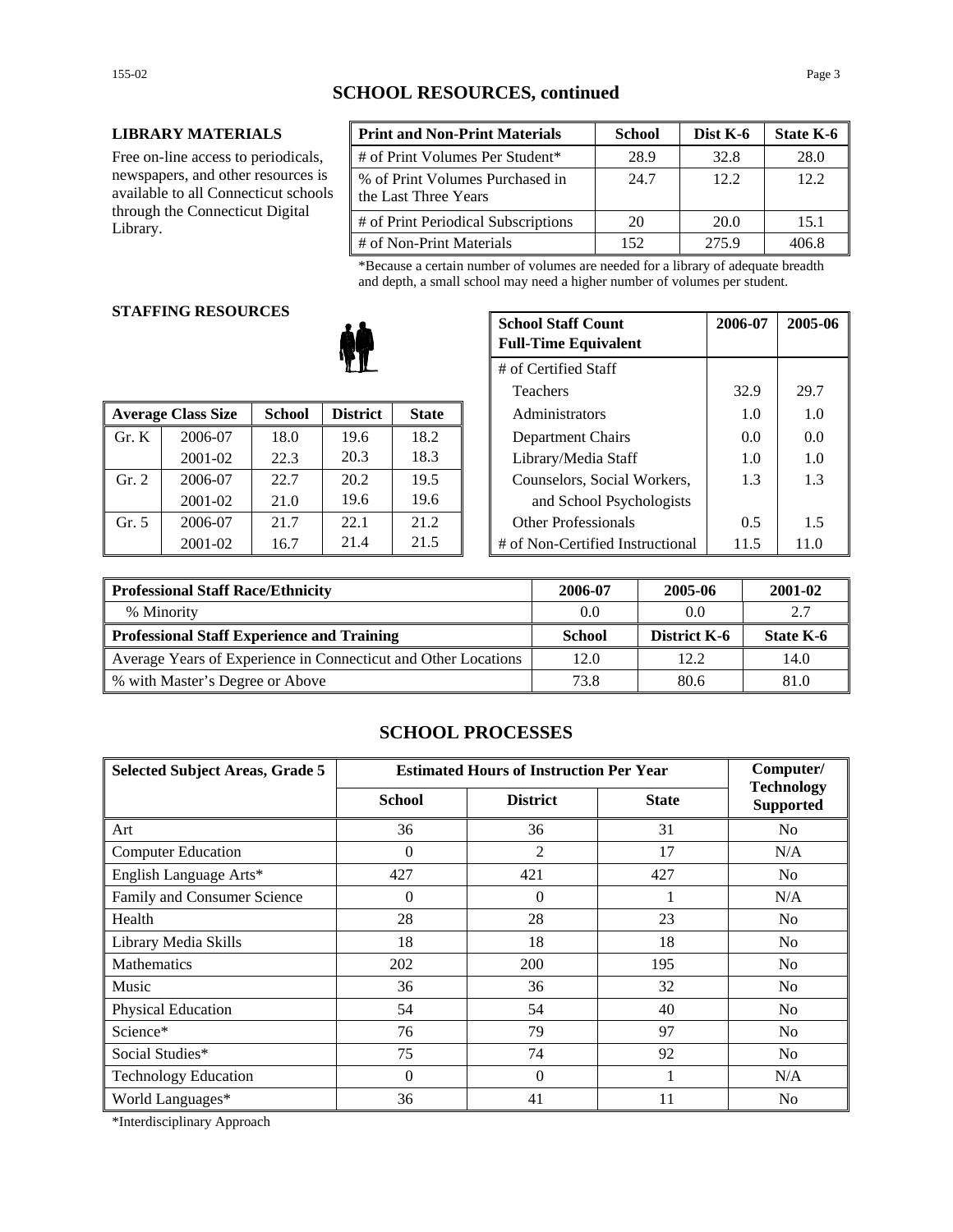## SCHOOL RESOURCES, continued

### LIBRARY MATERIALS

Free on-line access to periodicals, newspapers, and other resources is available to all Connecticut schools through the Connecticut Digital Library.

| Print and Non-Print Materials | School | Dist K-6 | State K-6 |
|---|---|---|---|
| # of Print Volumes Per Student* | 28.9 | 32.8 | 28.0 |
| % of Print Volumes Purchased in the Last Three Years | 24.7 | 12.2 | 12.2 |
| # of Print Periodical Subscriptions | 20 | 20.0 | 15.1 |
| # of Non-Print Materials | 152 | 275.9 | 406.8 |

*Because a certain number of volumes are needed for a library of adequate breadth and depth, a small school may need a higher number of volumes per student.

### STAFFING RESOURCES

| Average Class Size | | School | District | State |
|---|---|---|---|---|
| Gr. K | 2006-07 | 18.0 | 19.6 | 18.2 |
| | 2001-02 | 22.3 | 20.3 | 18.3 |
| Gr. 2 | 2006-07 | 22.7 | 20.2 | 19.5 |
| | 2001-02 | 21.0 | 19.6 | 19.6 |
| Gr. 5 | 2006-07 | 21.7 | 22.1 | 21.2 |
| | 2001-02 | 16.7 | 21.4 | 21.5 |

| School Staff Count Full-Time Equivalent | 2006-07 | 2005-06 |
|---|---|---|
| # of Certified Staff | | |
| Teachers | 32.9 | 29.7 |
| Administrators | 1.0 | 1.0 |
| Department Chairs | 0.0 | 0.0 |
| Library/Media Staff | 1.0 | 1.0 |
| Counselors, Social Workers, and School Psychologists | 1.3 | 1.3 |
| Other Professionals | 0.5 | 1.5 |
| # of Non-Certified Instructional | 11.5 | 11.0 |

| Professional Staff Race/Ethnicity | 2006-07 | 2005-06 | 2001-02 |
|---|---|---|---|
| % Minority | 0.0 | 0.0 | 2.7 |
| **Professional Staff Experience and Training** | **School** | **District K-6** | **State K-6** |
| Average Years of Experience in Connecticut and Other Locations | 12.0 | 12.2 | 14.0 |
| % with Master's Degree or Above | 73.8 | 80.6 | 81.0 |

## SCHOOL PROCESSES

| Selected Subject Areas, Grade 5 | Estimated Hours of Instruction Per Year | | | Computer/ Technology Supported |
|---|---|---|---|---|
| | School | District | State | |
| Art | 36 | 36 | 31 | No |
| Computer Education | 0 | 2 | 17 | N/A |
| English Language Arts* | 427 | 421 | 427 | No |
| Family and Consumer Science | 0 | 0 | 1 | N/A |
| Health | 28 | 28 | 23 | No |
| Library Media Skills | 18 | 18 | 18 | No |
| Mathematics | 202 | 200 | 195 | No |
| Music | 36 | 36 | 32 | No |
| Physical Education | 54 | 54 | 40 | No |
| Science* | 76 | 79 | 97 | No |
| Social Studies* | 75 | 74 | 92 | No |
| Technology Education | 0 | 0 | 1 | N/A |
| World Languages* | 36 | 41 | 11 | No |

*Interdisciplinary Approach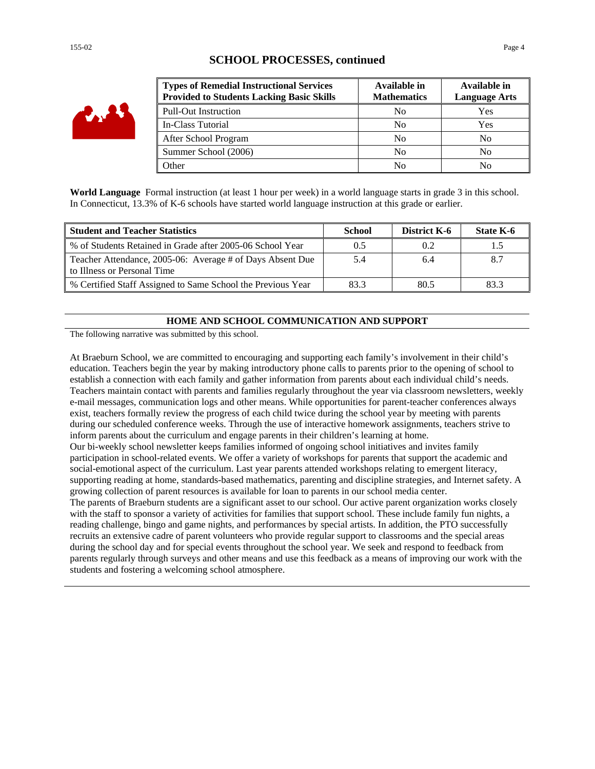## SCHOOL PROCESSES, continued

| Types of Remedial Instructional Services Provided to Students Lacking Basic Skills | Available in Mathematics | Available in Language Arts |
|---|---|---|
| Pull-Out Instruction | No | Yes |
| In-Class Tutorial | No | Yes |
| After School Program | No | No |
| Summer School (2006) | No | No |
| Other | No | No |

**World Language** Formal instruction (at least 1 hour per week) in a world language starts in grade 3 in this school. In Connecticut, 13.3% of K-6 schools have started world language instruction at this grade or earlier.

| Student and Teacher Statistics | School | District K-6 | State K-6 |
|---|---|---|---|
| % of Students Retained in Grade after 2005-06 School Year | 0.5 | 0.2 | 1.5 |
| Teacher Attendance, 2005-06: Average # of Days Absent Due to Illness or Personal Time | 5.4 | 6.4 | 8.7 |
| % Certified Staff Assigned to Same School the Previous Year | 83.3 | 80.5 | 83.3 |

## HOME AND SCHOOL COMMUNICATION AND SUPPORT

The following narrative was submitted by this school.

At Braeburn School, we are committed to encouraging and supporting each family's involvement in their child's education. Teachers begin the year by making introductory phone calls to parents prior to the opening of school to establish a connection with each family and gather information from parents about each individual child's needs. Teachers maintain contact with parents and families regularly throughout the year via classroom newsletters, weekly e-mail messages, communication logs and other means. While opportunities for parent-teacher conferences always exist, teachers formally review the progress of each child twice during the school year by meeting with parents during our scheduled conference weeks. Through the use of interactive homework assignments, teachers strive to inform parents about the curriculum and engage parents in their children's learning at home.

Our bi-weekly school newsletter keeps families informed of ongoing school initiatives and invites family participation in school-related events. We offer a variety of workshops for parents that support the academic and social-emotional aspect of the curriculum. Last year parents attended workshops relating to emergent literacy, supporting reading at home, standards-based mathematics, parenting and discipline strategies, and Internet safety. A growing collection of parent resources is available for loan to parents in our school media center.

The parents of Braeburn students are a significant asset to our school. Our active parent organization works closely with the staff to sponsor a variety of activities for families that support school. These include family fun nights, a reading challenge, bingo and game nights, and performances by special artists. In addition, the PTO successfully recruits an extensive cadre of parent volunteers who provide regular support to classrooms and the special areas during the school day and for special events throughout the school year. We seek and respond to feedback from parents regularly through surveys and other means and use this feedback as a means of improving our work with the students and fostering a welcoming school atmosphere.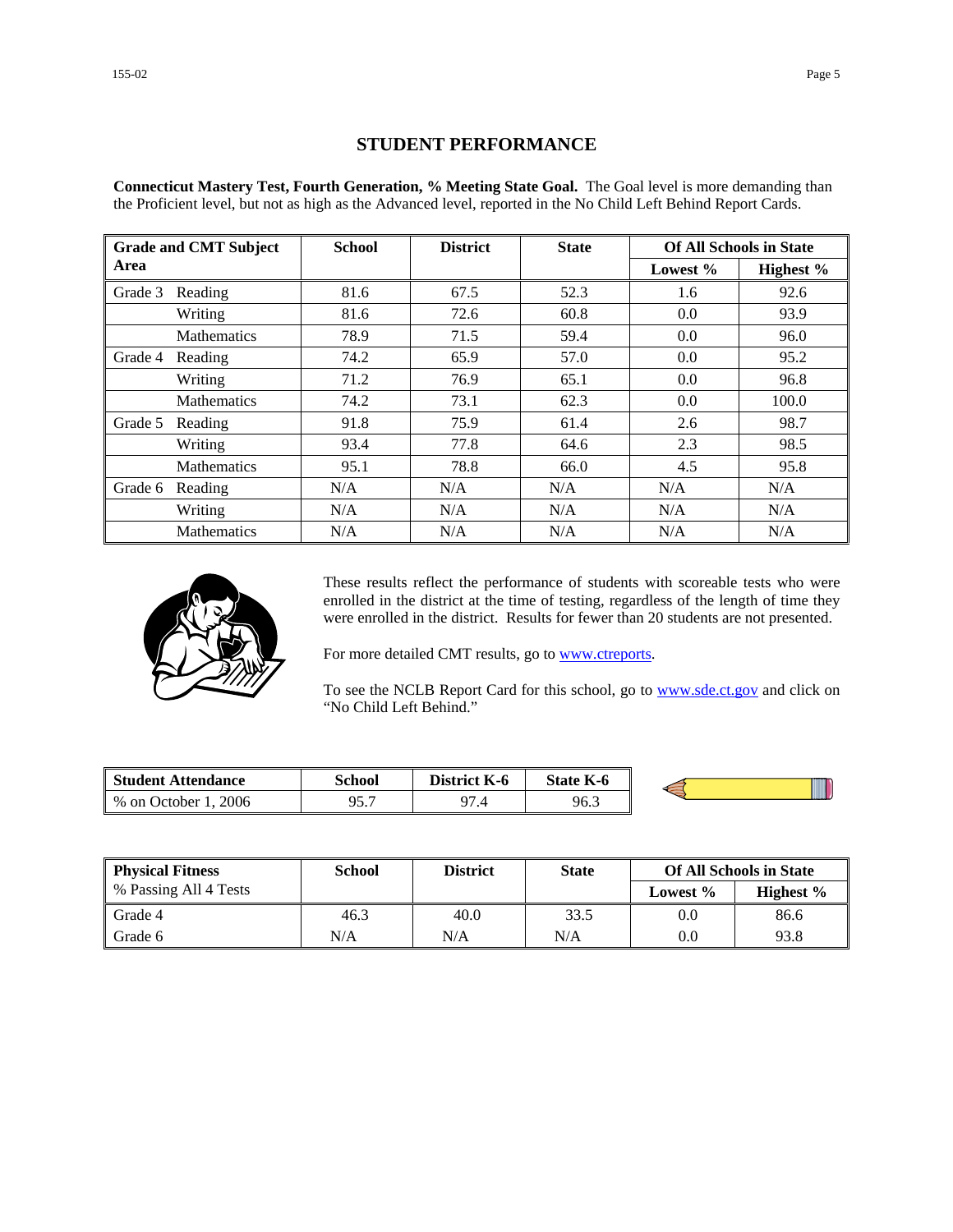## STUDENT PERFORMANCE

**Connecticut Mastery Test, Fourth Generation, % Meeting State Goal.** The Goal level is more demanding than the Proficient level, but not as high as the Advanced level, reported in the No Child Left Behind Report Cards.

| Grade and CMT Subject Area | | School | District | State | Of All Schools in State | |
|---|---|---|---|---|---|---|
| | | | | | Lowest % | Highest % |
| Grade 3 | Reading | 81.6 | 67.5 | 52.3 | 1.6 | 92.6 |
| | Writing | 81.6 | 72.6 | 60.8 | 0.0 | 93.9 |
| | Mathematics | 78.9 | 71.5 | 59.4 | 0.0 | 96.0 |
| Grade 4 | Reading | 74.2 | 65.9 | 57.0 | 0.0 | 95.2 |
| | Writing | 71.2 | 76.9 | 65.1 | 0.0 | 96.8 |
| | Mathematics | 74.2 | 73.1 | 62.3 | 0.0 | 100.0 |
| Grade 5 | Reading | 91.8 | 75.9 | 61.4 | 2.6 | 98.7 |
| | Writing | 93.4 | 77.8 | 64.6 | 2.3 | 98.5 |
| | Mathematics | 95.1 | 78.8 | 66.0 | 4.5 | 95.8 |
| Grade 6 | Reading | N/A | N/A | N/A | N/A | N/A |
| | Writing | N/A | N/A | N/A | N/A | N/A |
| | Mathematics | N/A | N/A | N/A | N/A | N/A |

These results reflect the performance of students with scoreable tests who were enrolled in the district at the time of testing, regardless of the length of time they were enrolled in the district. Results for fewer than 20 students are not presented.

For more detailed CMT results, go to www.ctreports.

To see the NCLB Report Card for this school, go to www.sde.ct.gov and click on "No Child Left Behind."

| Student Attendance | School | District K-6 | State K-6 |
|---|---|---|---|
| % on October 1, 2006 | 95.7 | 97.4 | 96.3 |

| Physical Fitness<br>% Passing All 4 Tests | School | District | State | Of All Schools in State | |
|---|---|---|---|---|---|
| | | | | Lowest % | Highest % |
| Grade 4 | 46.3 | 40.0 | 33.5 | 0.0 | 86.6 |
| Grade 6 | N/A | N/A | N/A | 0.0 | 93.8 |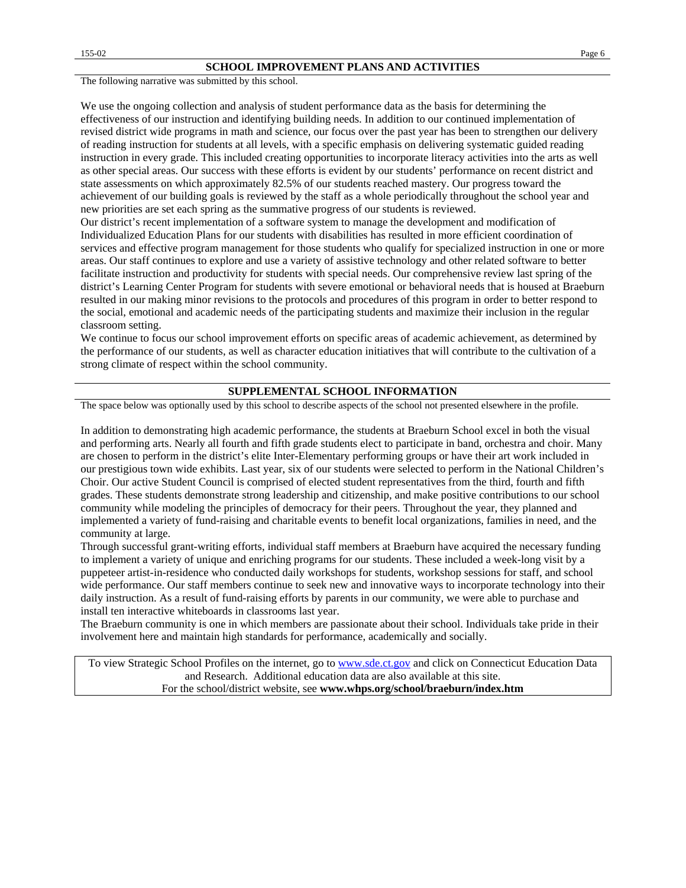## SCHOOL IMPROVEMENT PLANS AND ACTIVITIES

The following narrative was submitted by this school.

We use the ongoing collection and analysis of student performance data as the basis for determining the effectiveness of our instruction and identifying building needs. In addition to our continued implementation of revised district wide programs in math and science, our focus over the past year has been to strengthen our delivery of reading instruction for students at all levels, with a specific emphasis on delivering systematic guided reading instruction in every grade. This included creating opportunities to incorporate literacy activities into the arts as well as other special areas. Our success with these efforts is evident by our students' performance on recent district and state assessments on which approximately 82.5% of our students reached mastery. Our progress toward the achievement of our building goals is reviewed by the staff as a whole periodically throughout the school year and new priorities are set each spring as the summative progress of our students is reviewed.

Our district's recent implementation of a software system to manage the development and modification of Individualized Education Plans for our students with disabilities has resulted in more efficient coordination of services and effective program management for those students who qualify for specialized instruction in one or more areas. Our staff continues to explore and use a variety of assistive technology and other related software to better facilitate instruction and productivity for students with special needs. Our comprehensive review last spring of the district's Learning Center Program for students with severe emotional or behavioral needs that is housed at Braeburn resulted in our making minor revisions to the protocols and procedures of this program in order to better respond to the social, emotional and academic needs of the participating students and maximize their inclusion in the regular classroom setting.

We continue to focus our school improvement efforts on specific areas of academic achievement, as determined by the performance of our students, as well as character education initiatives that will contribute to the cultivation of a strong climate of respect within the school community.

## SUPPLEMENTAL SCHOOL INFORMATION

The space below was optionally used by this school to describe aspects of the school not presented elsewhere in the profile.

In addition to demonstrating high academic performance, the students at Braeburn School excel in both the visual and performing arts. Nearly all fourth and fifth grade students elect to participate in band, orchestra and choir. Many are chosen to perform in the district's elite Inter-Elementary performing groups or have their art work included in our prestigious town wide exhibits. Last year, six of our students were selected to perform in the National Children's Choir. Our active Student Council is comprised of elected student representatives from the third, fourth and fifth grades. These students demonstrate strong leadership and citizenship, and make positive contributions to our school community while modeling the principles of democracy for their peers. Throughout the year, they planned and implemented a variety of fund-raising and charitable events to benefit local organizations, families in need, and the community at large.

Through successful grant-writing efforts, individual staff members at Braeburn have acquired the necessary funding to implement a variety of unique and enriching programs for our students. These included a week-long visit by a puppeteer artist-in-residence who conducted daily workshops for students, workshop sessions for staff, and school wide performance. Our staff members continue to seek new and innovative ways to incorporate technology into their daily instruction. As a result of fund-raising efforts by parents in our community, we were able to purchase and install ten interactive whiteboards in classrooms last year.

The Braeburn community is one in which members are passionate about their school. Individuals take pride in their involvement here and maintain high standards for performance, academically and socially.

To view Strategic School Profiles on the internet, go to www.sde.ct.gov and click on Connecticut Education Data and Research. Additional education data are also available at this site.
For the school/district website, see **www.whps.org/school/braeburn/index.htm**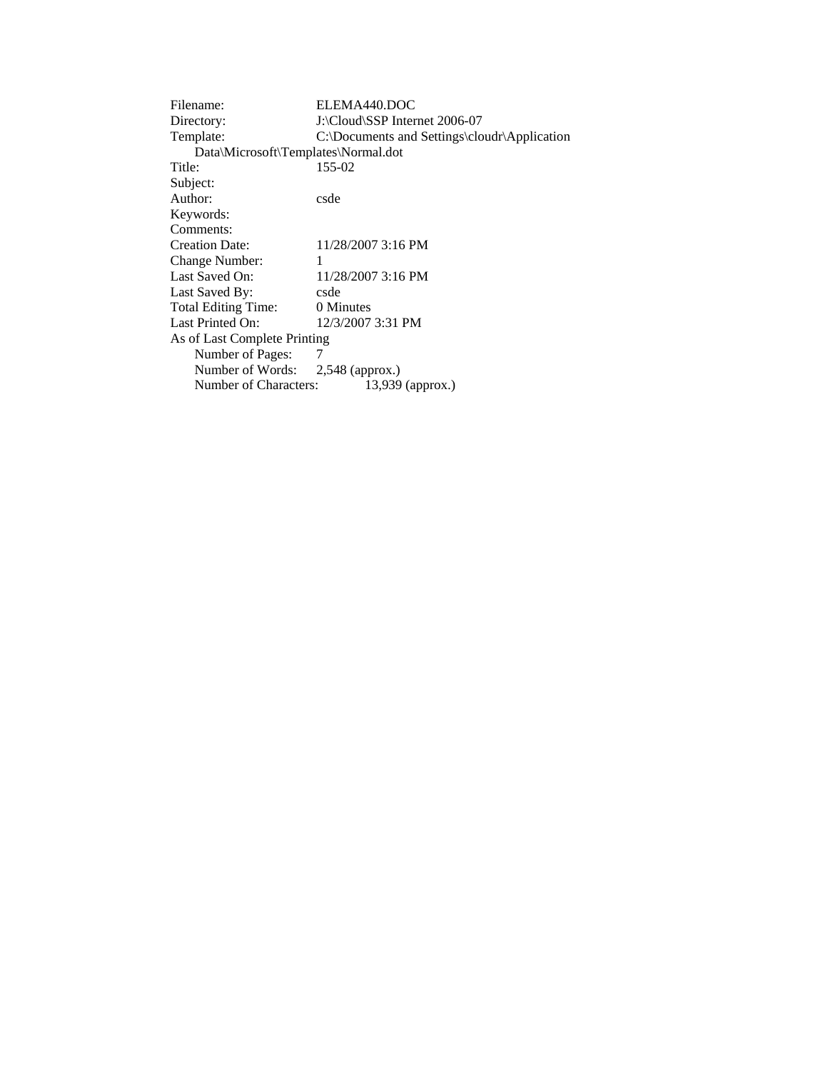Filename: ELEMA440.DOC
Directory: J:\Cloud\SSP Internet 2006-07
Template: C:\Documents and Settings\cloudr\Application Data\Microsoft\Templates\Normal.dot
Title: 155-02
Subject:
Author: csde
Keywords:
Comments:
Creation Date: 11/28/2007 3:16 PM
Change Number: 1
Last Saved On: 11/28/2007 3:16 PM
Last Saved By: csde
Total Editing Time: 0 Minutes
Last Printed On: 12/3/2007 3:31 PM
As of Last Complete Printing
Number of Pages: 7
Number of Words: 2,548 (approx.)
Number of Characters: 13,939 (approx.)